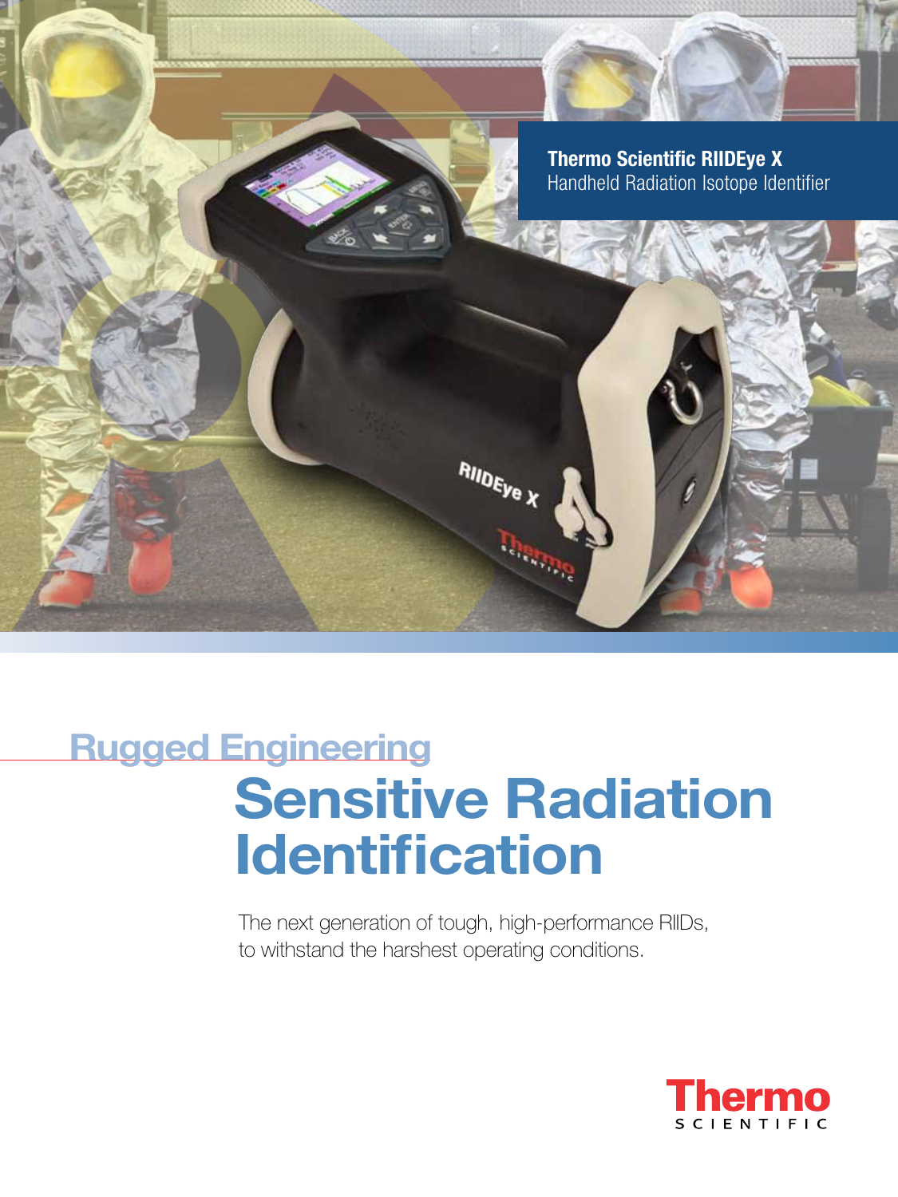**Thermo Scientific RIIDEye X**
Handheld Radiation Isotope Identifier

## Rugged Engineering

# Sensitive Radiation Identification

The next generation of tough, high-performance RIIDs, to withstand the harshest operating conditions.

Thermo
SCIENTIFIC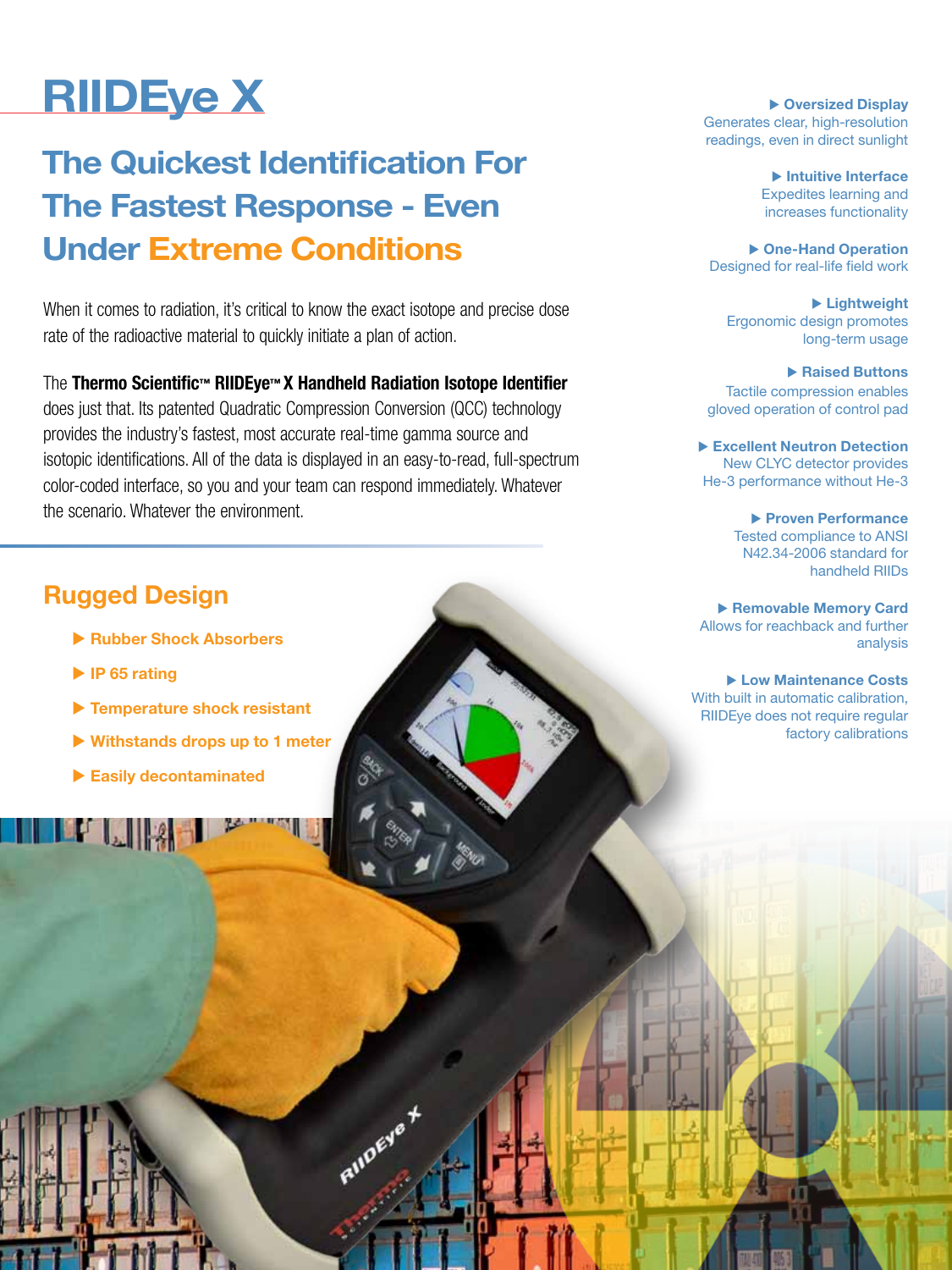# RIIDEye X

## The Quickest Identification For The Fastest Response - Even Under Extreme Conditions

When it comes to radiation, it's critical to know the exact isotope and precise dose rate of the radioactive material to quickly initiate a plan of action.

The **Thermo Scientific™ RIIDEye™ X Handheld Radiation Isotope Identifier** does just that. Its patented Quadratic Compression Conversion (QCC) technology provides the industry's fastest, most accurate real-time gamma source and isotopic identifications. All of the data is displayed in an easy-to-read, full-spectrum color-coded interface, so you and your team can respond immediately. Whatever the scenario. Whatever the environment.

## Rugged Design

- **Rubber Shock Absorbers**
- **IP 65 rating**
- **Temperature shock resistant**
- **Withstands drops up to 1 meter**
- **Easily decontaminated**

- **Oversized Display**
  Generates clear, high-resolution readings, even in direct sunlight
- **Intuitive Interface**
  Expedites learning and increases functionality
- **One-Hand Operation**
  Designed for real-life field work
- **Lightweight**
  Ergonomic design promotes long-term usage
- **Raised Buttons**
  Tactile compression enables gloved operation of control pad
- **Excellent Neutron Detection**
  New CLYC detector provides He-3 performance without He-3
- **Proven Performance**
  Tested compliance to ANSI N42.34-2006 standard for handheld RIIDs
- **Removable Memory Card**
  Allows for reachback and further analysis
- **Low Maintenance Costs**
  With built in automatic calibration, RIIDEye does not require regular factory calibrations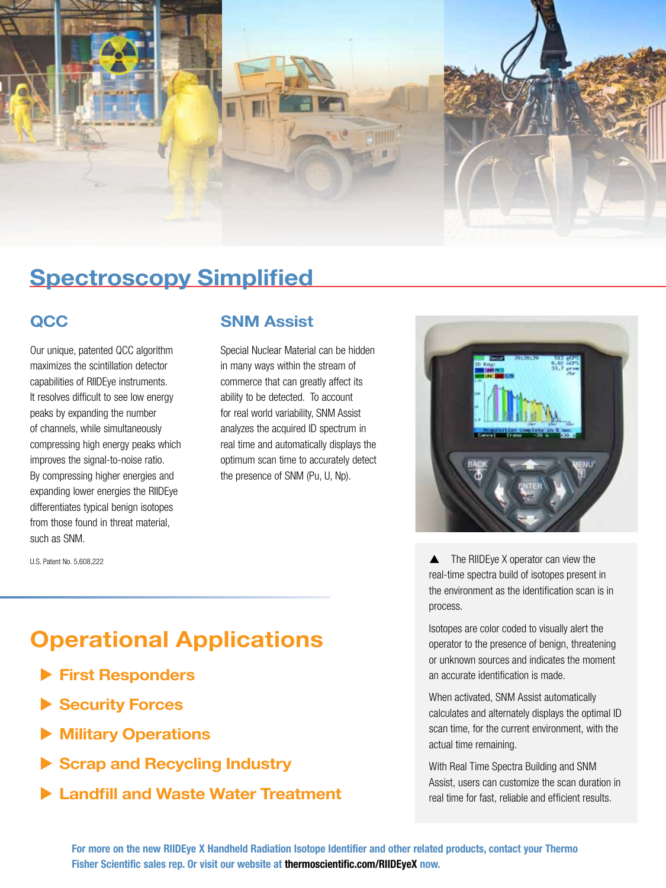# Spectroscopy Simplified

## QCC

Our unique, patented QCC algorithm maximizes the scintillation detector capabilities of RIIDEye instruments. It resolves difficult to see low energy peaks by expanding the number of channels, while simultaneously compressing high energy peaks which improves the signal-to-noise ratio. By compressing higher energies and expanding lower energies the RIIDEye differentiates typical benign isotopes from those found in threat material, such as SNM.

U.S. Patent No. 5,608,222

## SNM Assist

Special Nuclear Material can be hidden in many ways within the stream of commerce that can greatly affect its ability to be detected. To account for real world variability, SNM Assist analyzes the acquired ID spectrum in real time and automatically displays the optimum scan time to accurately detect the presence of SNM (Pu, U, Np).

▲ The RIIDEye X operator can view the real-time spectra build of isotopes present in the environment as the identification scan is in process.

Isotopes are color coded to visually alert the operator to the presence of benign, threatening or unknown sources and indicates the moment an accurate identification is made.

When activated, SNM Assist automatically calculates and alternately displays the optimal ID scan time, for the current environment, with the actual time remaining.

With Real Time Spectra Building and SNM Assist, users can customize the scan duration in real time for fast, reliable and efficient results.

# Operational Applications

- First Responders
- Security Forces
- Military Operations
- Scrap and Recycling Industry
- Landfill and Waste Water Treatment

**For more on the new RIIDEye X Handheld Radiation Isotope Identifier and other related products, contact your Thermo Fisher Scientific sales rep. Or visit our website at thermoscientific.com/RIIDEyeX now.**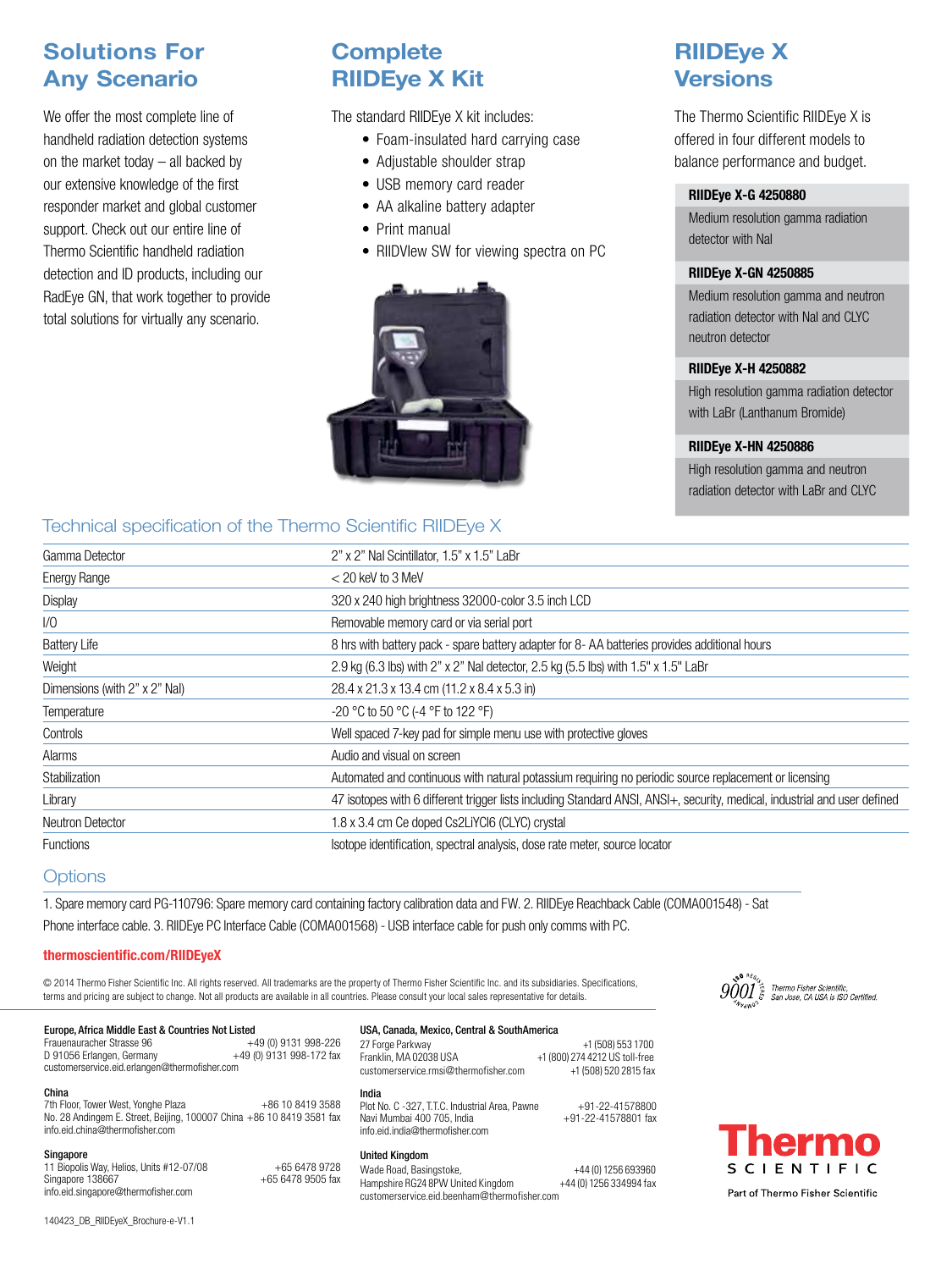## Solutions For Any Scenario

We offer the most complete line of handheld radiation detection systems on the market today – all backed by our extensive knowledge of the first responder market and global customer support. Check out our entire line of Thermo Scientific handheld radiation detection and ID products, including our RadEye GN, that work together to provide total solutions for virtually any scenario.

## Complete RIIDEye X Kit

The standard RIIDEye X kit includes:

- Foam-insulated hard carrying case
- Adjustable shoulder strap
- USB memory card reader
- AA alkaline battery adapter
- Print manual
- RIIDView SW for viewing spectra on PC

## RIIDEye X Versions

The Thermo Scientific RIIDEye X is offered in four different models to balance performance and budget.

**RIIDEye X-G 4250880**

Medium resolution gamma radiation detector with NaI

**RIIDEye X-GN 4250885**

Medium resolution gamma and neutron radiation detector with NaI and CLYC neutron detector

**RIIDEye X-H 4250882**

High resolution gamma radiation detector with LaBr (Lanthanum Bromide)

**RIIDEye X-HN 4250886**

High resolution gamma and neutron radiation detector with LaBr and CLYC

## Technical specification of the Thermo Scientific RIIDEye X

| | |
|---|---|
| Gamma Detector | 2" x 2" NaI Scintillator, 1.5" x 1.5" LaBr |
| Energy Range | < 20 keV to 3 MeV |
| Display | 320 x 240 high brightness 32000-color 3.5 inch LCD |
| I/O | Removable memory card or via serial port |
| Battery Life | 8 hrs with battery pack - spare battery adapter for 8- AA batteries provides additional hours |
| Weight | 2.9 kg (6.3 lbs) with 2" x 2" NaI detector, 2.5 kg (5.5 lbs) with 1.5" x 1.5" LaBr |
| Dimensions (with 2" x 2" NaI) | 28.4 x 21.3 x 13.4 cm (11.2 x 8.4 x 5.3 in) |
| Temperature | -20 °C to 50 °C (-4 °F to 122 °F) |
| Controls | Well spaced 7-key pad for simple menu use with protective gloves |
| Alarms | Audio and visual on screen |
| Stabilization | Automated and continuous with natural potassium requiring no periodic source replacement or licensing |
| Library | 47 isotopes with 6 different trigger lists including Standard ANSI, ANSI+, security, medical, industrial and user defined |
| Neutron Detector | 1.8 x 3.4 cm Ce doped Cs2LiYCl6 (CLYC) crystal |
| Functions | Isotope identification, spectral analysis, dose rate meter, source locator |

## Options

1. Spare memory card PG-110796: Spare memory card containing factory calibration data and FW. 2. RIIDEye Reachback Cable (COMA001548) - Sat Phone interface cable. 3. RIIDEye PC Interface Cable (COMA001568) - USB interface cable for push only comms with PC.

**thermoscientific.com/RIIDEyeX**

© 2014 Thermo Fisher Scientific Inc. All rights reserved. All trademarks are the property of Thermo Fisher Scientific Inc. and its subsidiaries. Specifications, terms and pricing are subject to change. Not all products are available in all countries. Please consult your local sales representative for details.

ISO 9001 Registered — Thermo Fisher Scientific, San Jose, CA USA is ISO Certified.

**Europe, Africa Middle East & Countries Not Listed**
Frauenauracher Strasse 96
D 91056 Erlangen, Germany
+49 (0) 9131 998-226
+49 (0) 9131 998-172 fax
customerservice.eid.erlangen@thermofisher.com

**China**
7th Floor, Tower West, Yonghe Plaza
No. 28 Andingem E. Street, Beijing, 100007 China
+86 10 8419 3588
+86 10 8419 3581 fax
info.eid.china@thermofisher.com

**Singapore**
11 Biopolis Way, Helios, Units #12-07/08
Singapore 138667
+65 6478 9728
+65 6478 9505 fax
info.eid.singapore@thermofisher.com

**USA, Canada, Mexico, Central & SouthAmerica**
27 Forge Parkway
Franklin, MA 02038 USA
+1 (508) 553 1700
+1 (800) 274 4212 US toll-free
+1 (508) 520 2815 fax
customerservice.rmsi@thermofisher.com

**India**
Plot No. C -327, T.T.C. Industrial Area, Pawne
Navi Mumbai 400 705, India
+91-22-41578800
+91-22-41578801 fax
info.eid.india@thermofisher.com

**United Kingdom**
Wade Road, Basingstoke,
Hampshire RG24 8PW United Kingdom
+44 (0) 1256 693960
+44 (0) 1256 334994 fax
customerservice.eid.beenham@thermofisher.com

Thermo SCIENTIFIC
Part of Thermo Fisher Scientific

140423_DB_RIIDEyeX_Brochure-e-V1.1